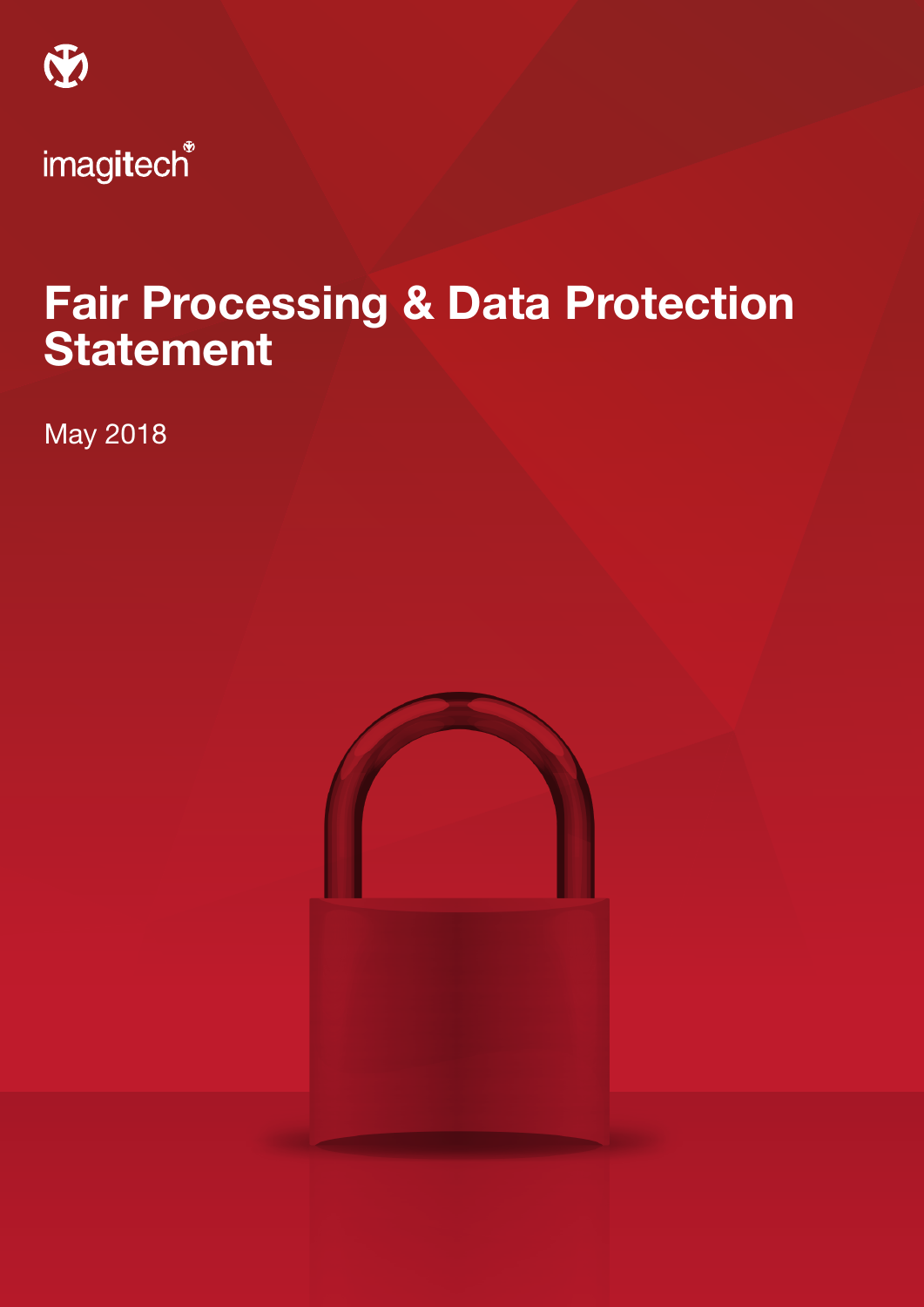imagitech

# Fair Processing & Data Protection Statement

May 2018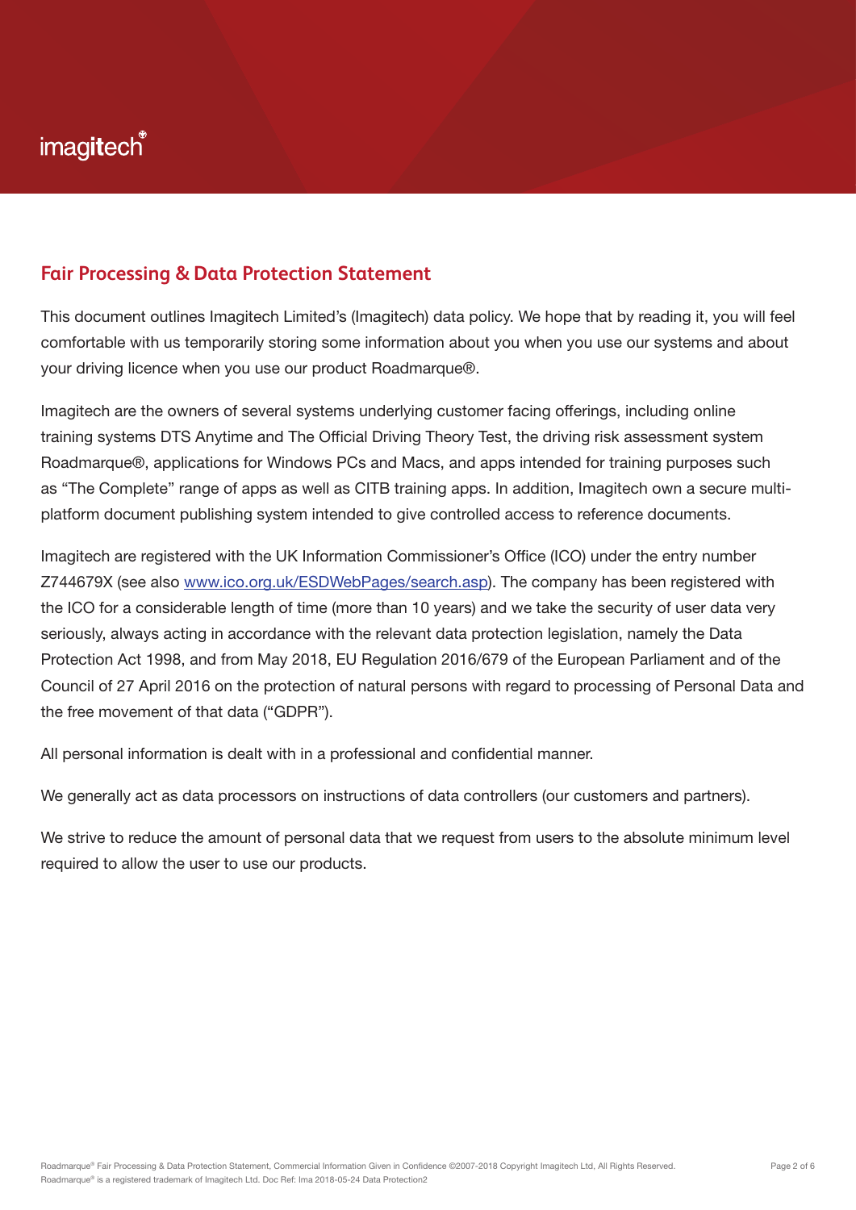## Fair Processing & Data Protection Statement

This document outlines Imagitech Limited's (Imagitech) data policy. We hope that by reading it, you will feel comfortable with us temporarily storing some information about you when you use our systems and about your driving licence when you use our product Roadmarque®.

Imagitech are the owners of several systems underlying customer facing offerings, including online training systems DTS Anytime and The Official Driving Theory Test, the driving risk assessment system Roadmarque®, applications for Windows PCs and Macs, and apps intended for training purposes such as "The Complete" range of apps as well as CITB training apps. In addition, Imagitech own a secure multi-platform document publishing system intended to give controlled access to reference documents.

Imagitech are registered with the UK Information Commissioner's Office (ICO) under the entry number Z744679X (see also [www.ico.org.uk/ESDWebPages/search.asp](www.ico.org.uk/ESDWebPages/search.asp)). The company has been registered with the ICO for a considerable length of time (more than 10 years) and we take the security of user data very seriously, always acting in accordance with the relevant data protection legislation, namely the Data Protection Act 1998, and from May 2018, EU Regulation 2016/679 of the European Parliament and of the Council of 27 April 2016 on the protection of natural persons with regard to processing of Personal Data and the free movement of that data ("GDPR").

All personal information is dealt with in a professional and confidential manner.

We generally act as data processors on instructions of data controllers (our customers and partners).

We strive to reduce the amount of personal data that we request from users to the absolute minimum level required to allow the user to use our products.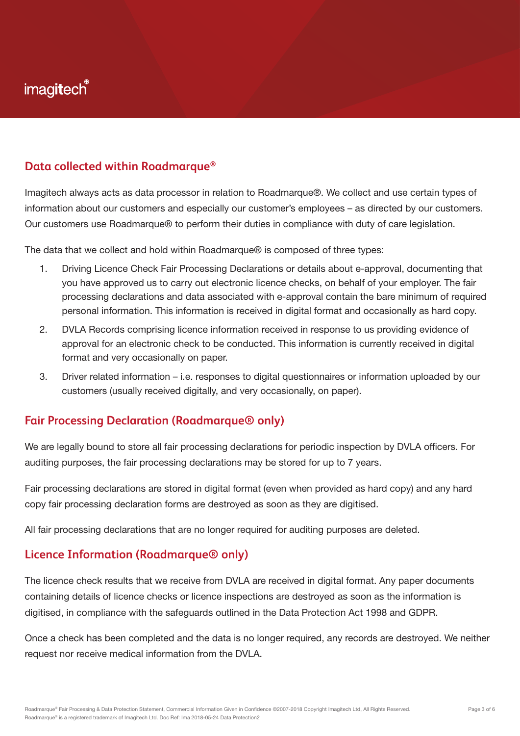## Data collected within Roadmarque®

Imagitech always acts as data processor in relation to Roadmarque®. We collect and use certain types of information about our customers and especially our customer's employees – as directed by our customers. Our customers use Roadmarque® to perform their duties in compliance with duty of care legislation.

The data that we collect and hold within Roadmarque® is composed of three types:

1. Driving Licence Check Fair Processing Declarations or details about e-approval, documenting that you have approved us to carry out electronic licence checks, on behalf of your employer. The fair processing declarations and data associated with e-approval contain the bare minimum of required personal information. This information is received in digital format and occasionally as hard copy.
2. DVLA Records comprising licence information received in response to us providing evidence of approval for an electronic check to be conducted. This information is currently received in digital format and very occasionally on paper.
3. Driver related information – i.e. responses to digital questionnaires or information uploaded by our customers (usually received digitally, and very occasionally, on paper).

## Fair Processing Declaration (Roadmarque® only)

We are legally bound to store all fair processing declarations for periodic inspection by DVLA officers. For auditing purposes, the fair processing declarations may be stored for up to 7 years.

Fair processing declarations are stored in digital format (even when provided as hard copy) and any hard copy fair processing declaration forms are destroyed as soon as they are digitised.

All fair processing declarations that are no longer required for auditing purposes are deleted.

## Licence Information (Roadmarque® only)

The licence check results that we receive from DVLA are received in digital format. Any paper documents containing details of licence checks or licence inspections are destroyed as soon as the information is digitised, in compliance with the safeguards outlined in the Data Protection Act 1998 and GDPR.

Once a check has been completed and the data is no longer required, any records are destroyed. We neither request nor receive medical information from the DVLA.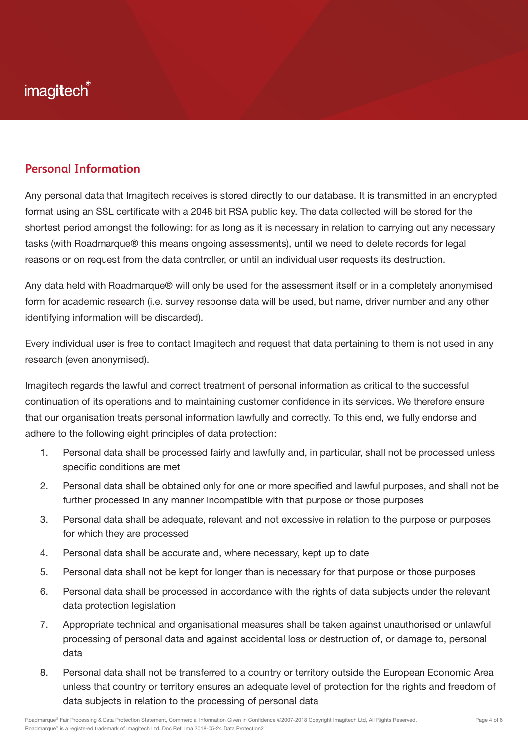## Personal Information

Any personal data that Imagitech receives is stored directly to our database. It is transmitted in an encrypted format using an SSL certificate with a 2048 bit RSA public key. The data collected will be stored for the shortest period amongst the following: for as long as it is necessary in relation to carrying out any necessary tasks (with Roadmarque® this means ongoing assessments), until we need to delete records for legal reasons or on request from the data controller, or until an individual user requests its destruction.

Any data held with Roadmarque® will only be used for the assessment itself or in a completely anonymised form for academic research (i.e. survey response data will be used, but name, driver number and any other identifying information will be discarded).

Every individual user is free to contact Imagitech and request that data pertaining to them is not used in any research (even anonymised).

Imagitech regards the lawful and correct treatment of personal information as critical to the successful continuation of its operations and to maintaining customer confidence in its services. We therefore ensure that our organisation treats personal information lawfully and correctly. To this end, we fully endorse and adhere to the following eight principles of data protection:

1. Personal data shall be processed fairly and lawfully and, in particular, shall not be processed unless specific conditions are met
2. Personal data shall be obtained only for one or more specified and lawful purposes, and shall not be further processed in any manner incompatible with that purpose or those purposes
3. Personal data shall be adequate, relevant and not excessive in relation to the purpose or purposes for which they are processed
4. Personal data shall be accurate and, where necessary, kept up to date
5. Personal data shall not be kept for longer than is necessary for that purpose or those purposes
6. Personal data shall be processed in accordance with the rights of data subjects under the relevant data protection legislation
7. Appropriate technical and organisational measures shall be taken against unauthorised or unlawful processing of personal data and against accidental loss or destruction of, or damage to, personal data
8. Personal data shall not be transferred to a country or territory outside the European Economic Area unless that country or territory ensures an adequate level of protection for the rights and freedom of data subjects in relation to the processing of personal data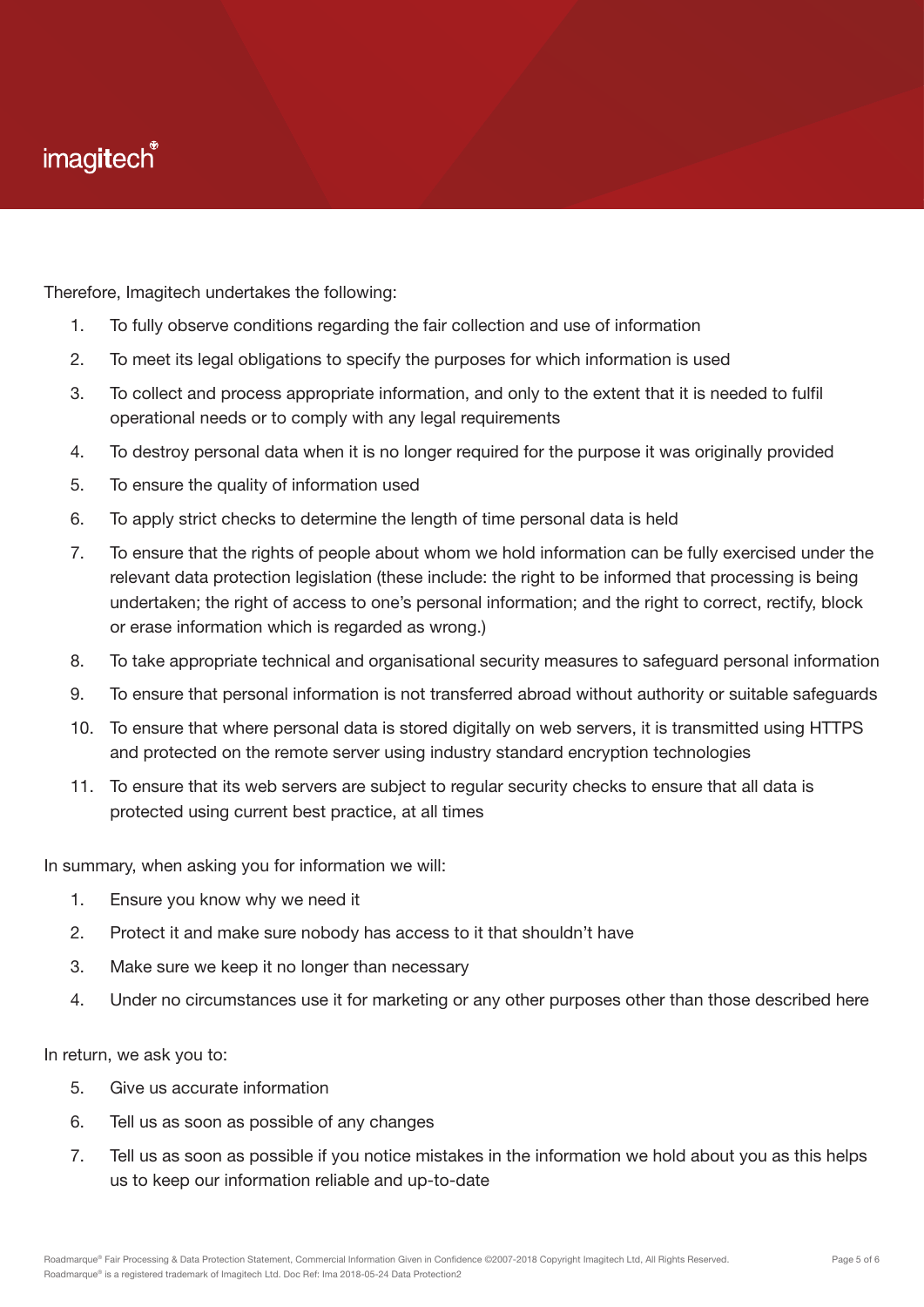Therefore, Imagitech undertakes the following:

1. To fully observe conditions regarding the fair collection and use of information
2. To meet its legal obligations to specify the purposes for which information is used
3. To collect and process appropriate information, and only to the extent that it is needed to fulfil operational needs or to comply with any legal requirements
4. To destroy personal data when it is no longer required for the purpose it was originally provided
5. To ensure the quality of information used
6. To apply strict checks to determine the length of time personal data is held
7. To ensure that the rights of people about whom we hold information can be fully exercised under the relevant data protection legislation (these include: the right to be informed that processing is being undertaken; the right of access to one's personal information; and the right to correct, rectify, block or erase information which is regarded as wrong.)
8. To take appropriate technical and organisational security measures to safeguard personal information
9. To ensure that personal information is not transferred abroad without authority or suitable safeguards
10. To ensure that where personal data is stored digitally on web servers, it is transmitted using HTTPS and protected on the remote server using industry standard encryption technologies
11. To ensure that its web servers are subject to regular security checks to ensure that all data is protected using current best practice, at all times

In summary, when asking you for information we will:

1. Ensure you know why we need it
2. Protect it and make sure nobody has access to it that shouldn't have
3. Make sure we keep it no longer than necessary
4. Under no circumstances use it for marketing or any other purposes other than those described here

In return, we ask you to:

5. Give us accurate information
6. Tell us as soon as possible of any changes
7. Tell us as soon as possible if you notice mistakes in the information we hold about you as this helps us to keep our information reliable and up-to-date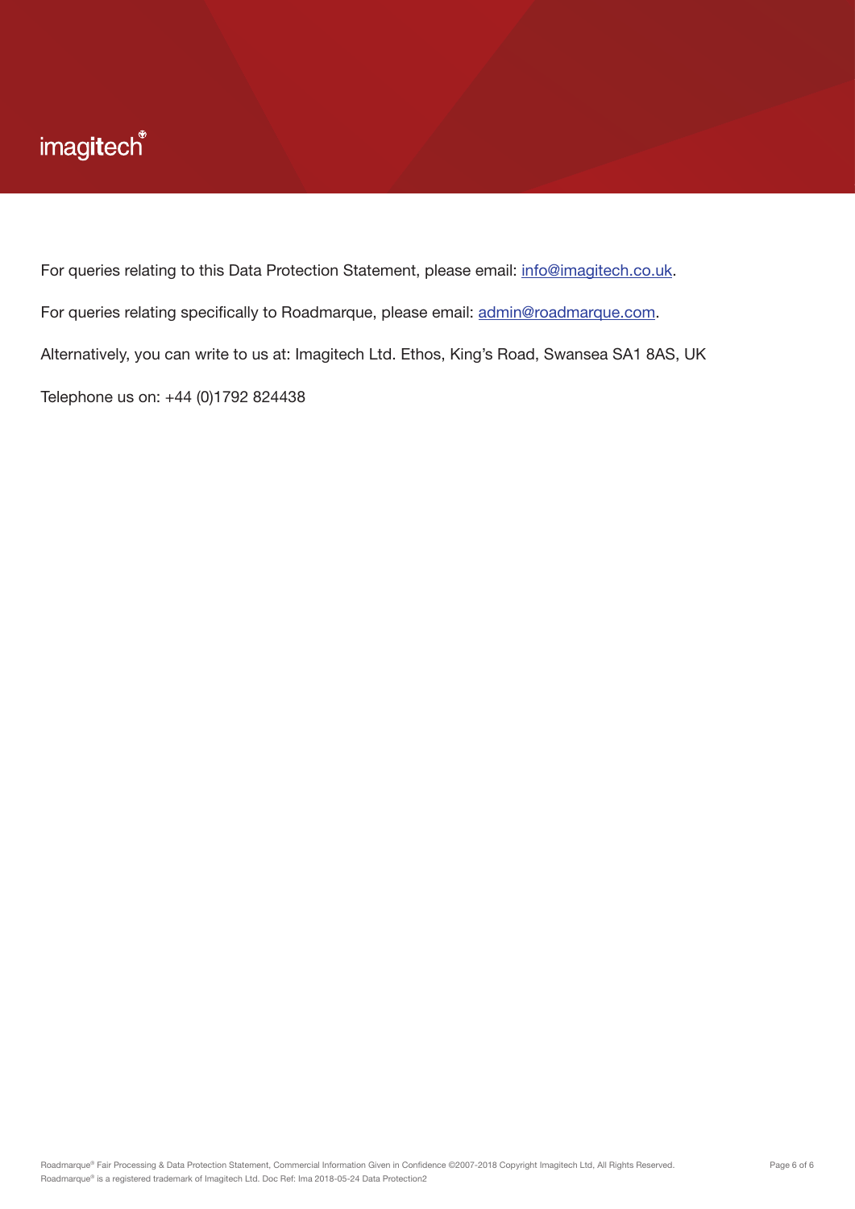For queries relating to this Data Protection Statement, please email: info@imagitech.co.uk.

For queries relating specifically to Roadmarque, please email: admin@roadmarque.com.

Alternatively, you can write to us at: Imagitech Ltd. Ethos, King's Road, Swansea SA1 8AS, UK

Telephone us on: +44 (0)1792 824438